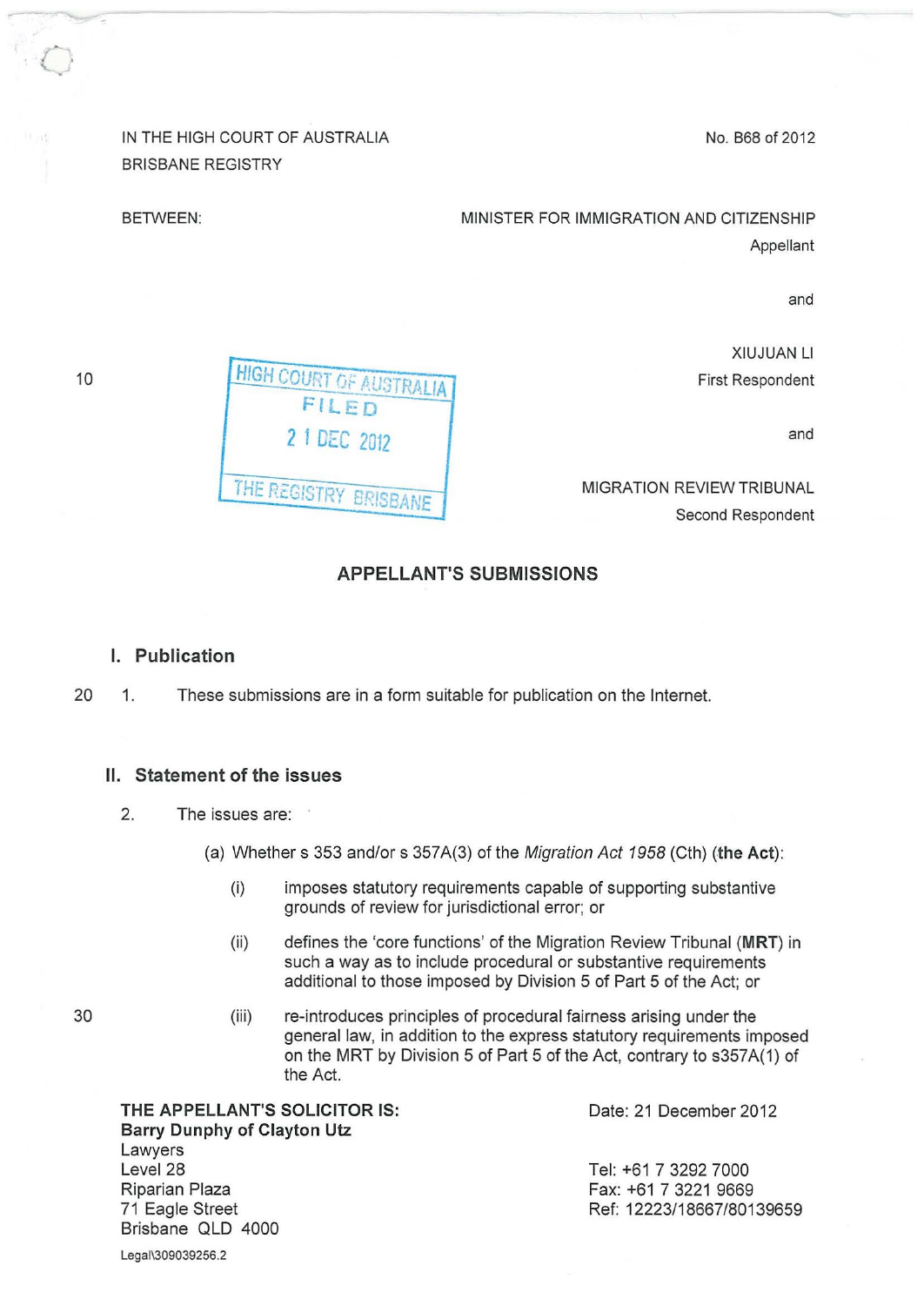IN THE HIGH COURT OF AUSTRALIA
BRISBANE REGISTRY

No. B68 of 2012

BETWEEN:

MINISTER FOR IMMIGRATION AND CITIZENSHIP
Appellant

and

XIUJUAN LI
First Respondent

and

MIGRATION REVIEW TRIBUNAL
Second Respondent

HIGH COURT OF AUSTRALIA
FILED
21 DEC 2012
THE REGISTRY BRISBANE

## APPELLANT'S SUBMISSIONS

### I. Publication

1. These submissions are in a form suitable for publication on the Internet.

### II. Statement of the issues

2. The issues are:

   (a) Whether s 353 and/or s 357A(3) of the *Migration Act 1958* (Cth) (**the Act**):

      (i) imposes statutory requirements capable of supporting substantive grounds of review for jurisdictional error; or

      (ii) defines the 'core functions' of the Migration Review Tribunal (**MRT**) in such a way as to include procedural or substantive requirements additional to those imposed by Division 5 of Part 5 of the Act; or

      (iii) re-introduces principles of procedural fairness arising under the general law, in addition to the express statutory requirements imposed on the MRT by Division 5 of Part 5 of the Act, contrary to s357A(1) of the Act.

**THE APPELLANT'S SOLICITOR IS:**
**Barry Dunphy of Clayton Utz**
Lawyers
Level 28
Riparian Plaza
71 Eagle Street
Brisbane QLD 4000

Date: 21 December 2012

Tel: +61 7 3292 7000
Fax: +61 7 3221 9669
Ref: 12223/18667/80139659

Legal\309039256.2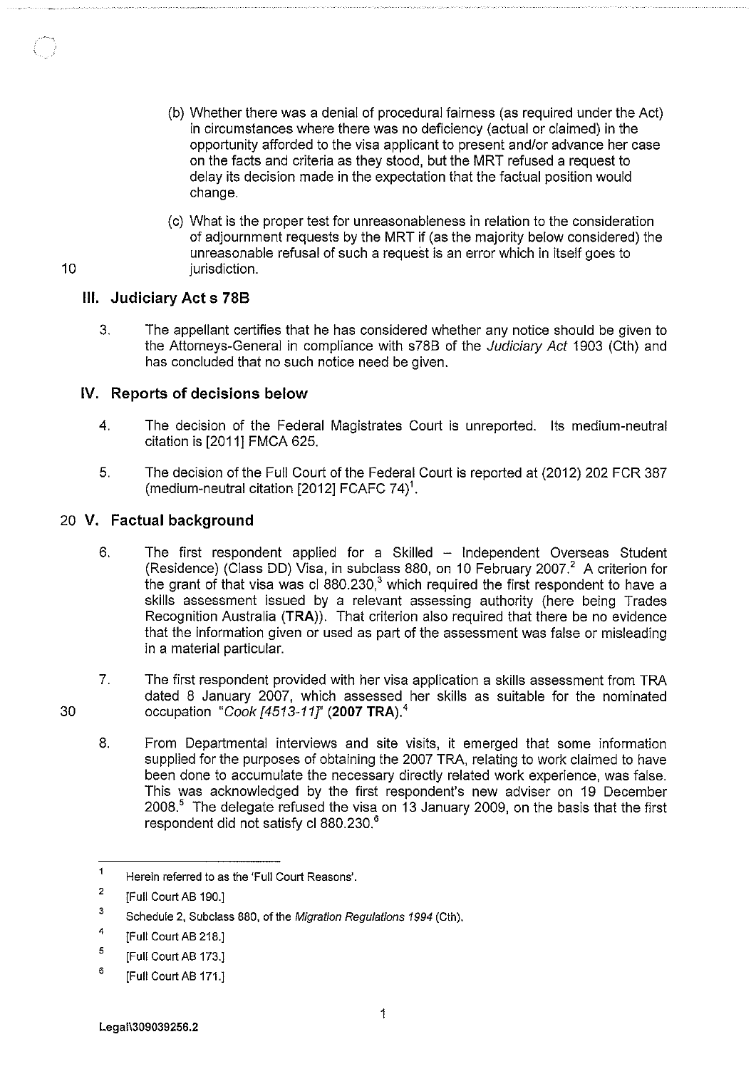(b) Whether there was a denial of procedural fairness (as required under the Act) in circumstances where there was no deficiency (actual or claimed) in the opportunity afforded to the visa applicant to present and/or advance her case on the facts and criteria as they stood, but the MRT refused a request to delay its decision made in the expectation that the factual position would change.

(c) What is the proper test for unreasonableness in relation to the consideration of adjournment requests by the MRT if (as the majority below considered) the unreasonable refusal of such a request is an error which in itself goes to jurisdiction.

## III. Judiciary Act s 78B

3. The appellant certifies that he has considered whether any notice should be given to the Attorneys-General in compliance with s78B of the *Judiciary Act* 1903 (Cth) and has concluded that no such notice need be given.

## IV. Reports of decisions below

4. The decision of the Federal Magistrates Court is unreported. Its medium-neutral citation is [2011] FMCA 625.

5. The decision of the Full Court of the Federal Court is reported at (2012) 202 FCR 387 (medium-neutral citation [2012] FCAFC 74)[1].

## V. Factual background

6. The first respondent applied for a Skilled – Independent Overseas Student (Residence) (Class DD) Visa, in subclass 880, on 10 February 2007.[2] A criterion for the grant of that visa was cl 880.230,[3] which required the first respondent to have a skills assessment issued by a relevant assessing authority (here being Trades Recognition Australia (**TRA**)). That criterion also required that there be no evidence that the information given or used as part of the assessment was false or misleading in a material particular.

7. The first respondent provided with her visa application a skills assessment from TRA dated 8 January 2007, which assessed her skills as suitable for the nominated occupation "*Cook [4513-11]*" (**2007 TRA**).[4]

8. From Departmental interviews and site visits, it emerged that some information supplied for the purposes of obtaining the 2007 TRA, relating to work claimed to have been done to accumulate the necessary directly related work experience, was false. This was acknowledged by the first respondent's new adviser on 19 December 2008.[5] The delegate refused the visa on 13 January 2009, on the basis that the first respondent did not satisfy cl 880.230.[6]

---

[1] Herein referred to as the 'Full Court Reasons'.

[2] [Full Court AB 190.]

[3] Schedule 2, Subclass 880, of the *Migration Regulations 1994* (Cth).

[4] [Full Court AB 218.]

[5] [Full Court AB 173.]

[6] [Full Court AB 171.]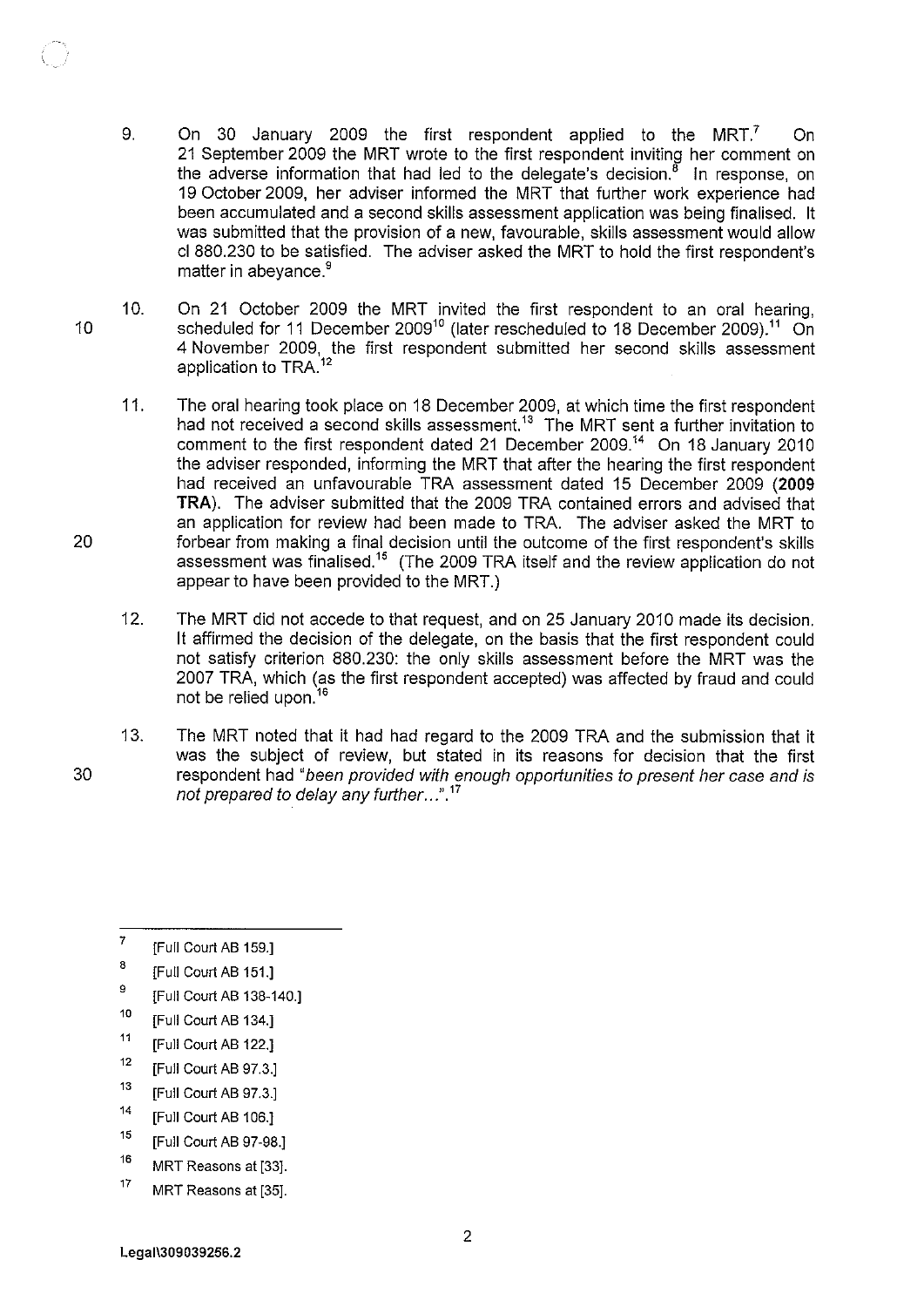9. On 30 January 2009 the first respondent applied to the MRT.[7] On 21 September 2009 the MRT wrote to the first respondent inviting her comment on the adverse information that had led to the delegate's decision.[8] In response, on 19 October 2009, her adviser informed the MRT that further work experience had been accumulated and a second skills assessment application was being finalised. It was submitted that the provision of a new, favourable, skills assessment would allow cl 880.230 to be satisfied. The adviser asked the MRT to hold the first respondent's matter in abeyance.[9]

10. On 21 October 2009 the MRT invited the first respondent to an oral hearing, scheduled for 11 December 2009[10] (later rescheduled to 18 December 2009).[11] On 4 November 2009, the first respondent submitted her second skills assessment application to TRA.[12]

11. The oral hearing took place on 18 December 2009, at which time the first respondent had not received a second skills assessment.[13] The MRT sent a further invitation to comment to the first respondent dated 21 December 2009.[14] On 18 January 2010 the adviser responded, informing the MRT that after the hearing the first respondent had received an unfavourable TRA assessment dated 15 December 2009 (**2009 TRA**). The adviser submitted that the 2009 TRA contained errors and advised that an application for review had been made to TRA. The adviser asked the MRT to forbear from making a final decision until the outcome of the first respondent's skills assessment was finalised.[15] (The 2009 TRA itself and the review application do not appear to have been provided to the MRT.)

12. The MRT did not accede to that request, and on 25 January 2010 made its decision. It affirmed the decision of the delegate, on the basis that the first respondent could not satisfy criterion 880.230: the only skills assessment before the MRT was the 2007 TRA, which (as the first respondent accepted) was affected by fraud and could not be relied upon.[16]

13. The MRT noted that it had had regard to the 2009 TRA and the submission that it was the subject of review, but stated in its reasons for decision that the first respondent had "*been provided with enough opportunities to present her case and is not prepared to delay any further...*".[17]

---

[7] [Full Court AB 159.]

[8] [Full Court AB 151.]

[9] [Full Court AB 138-140.]

[10] [Full Court AB 134.]

[11] [Full Court AB 122.]

[12] [Full Court AB 97.3.]

[13] [Full Court AB 97.3.]

[14] [Full Court AB 106.]

[15] [Full Court AB 97-98.]

[16] MRT Reasons at [33].

[17] MRT Reasons at [35].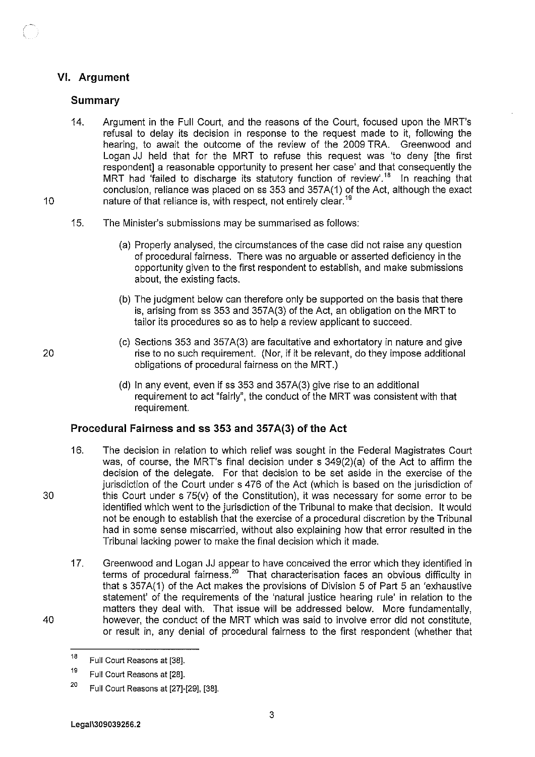## VI. Argument

### Summary

14. Argument in the Full Court, and the reasons of the Court, focused upon the MRT's refusal to delay its decision in response to the request made to it, following the hearing, to await the outcome of the review of the 2009 TRA. Greenwood and Logan JJ held that for the MRT to refuse this request was 'to deny [the first respondent] a reasonable opportunity to present her case' and that consequently the MRT had 'failed to discharge its statutory function of review'.[18] In reaching that conclusion, reliance was placed on ss 353 and 357A(1) of the Act, although the exact nature of that reliance is, with respect, not entirely clear.[19]

15. The Minister's submissions may be summarised as follows:

    (a) Properly analysed, the circumstances of the case did not raise any question of procedural fairness. There was no arguable or asserted deficiency in the opportunity given to the first respondent to establish, and make submissions about, the existing facts.

    (b) The judgment below can therefore only be supported on the basis that there is, arising from ss 353 and 357A(3) of the Act, an obligation on the MRT to tailor its procedures so as to help a review applicant to succeed.

    (c) Sections 353 and 357A(3) are facultative and exhortatory in nature and give rise to no such requirement. (Nor, if it be relevant, do they impose additional obligations of procedural fairness on the MRT.)

    (d) In any event, even if ss 353 and 357A(3) give rise to an additional requirement to act "fairly", the conduct of the MRT was consistent with that requirement.

### Procedural Fairness and ss 353 and 357A(3) of the Act

16. The decision in relation to which relief was sought in the Federal Magistrates Court was, of course, the MRT's final decision under s 349(2)(a) of the Act to affirm the decision of the delegate. For that decision to be set aside in the exercise of the jurisdiction of the Court under s 476 of the Act (which is based on the jurisdiction of this Court under s 75(v) of the Constitution), it was necessary for some error to be identified which went to the jurisdiction of the Tribunal to make that decision. It would not be enough to establish that the exercise of a procedural discretion by the Tribunal had in some sense miscarried, without also explaining how that error resulted in the Tribunal lacking power to make the final decision which it made.

17. Greenwood and Logan JJ appear to have conceived the error which they identified in terms of procedural fairness.[20] That characterisation faces an obvious difficulty in that s 357A(1) of the Act makes the provisions of Division 5 of Part 5 an 'exhaustive statement' of the requirements of the 'natural justice hearing rule' in relation to the matters they deal with. That issue will be addressed below. More fundamentally, however, the conduct of the MRT which was said to involve error did not constitute, or result in, any denial of procedural fairness to the first respondent (whether that

---

[18] Full Court Reasons at [38].

[19] Full Court Reasons at [28].

[20] Full Court Reasons at [27]-[29], [38].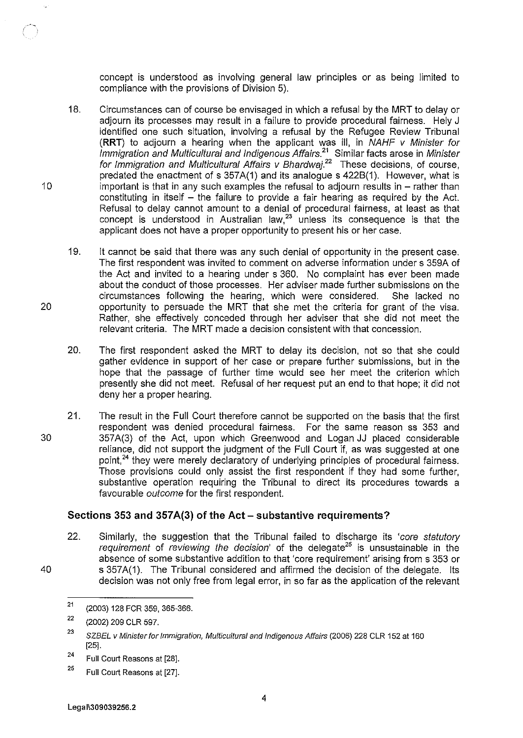concept is understood as involving general law principles or as being limited to compliance with the provisions of Division 5).

18. Circumstances can of course be envisaged in which a refusal by the MRT to delay or adjourn its processes may result in a failure to provide procedural fairness. Hely J identified one such situation, involving a refusal by the Refugee Review Tribunal (**RRT**) to adjourn a hearing when the applicant was ill, in *NAHF v Minister for Immigration and Multicultural and Indigenous Affairs*.[21] Similar facts arose in *Minister for Immigration and Multicultural Affairs v Bhardwaj*.[22] These decisions, of course, predated the enactment of s 357A(1) and its analogue s 422B(1). However, what is important is that in any such examples the refusal to adjourn results in – rather than constituting in itself – the failure to provide a fair hearing as required by the Act. Refusal to delay cannot amount to a denial of procedural fairness, at least as that concept is understood in Australian law,[23] unless its consequence is that the applicant does not have a proper opportunity to present his or her case.

19. It cannot be said that there was any such denial of opportunity in the present case. The first respondent was invited to comment on adverse information under s 359A of the Act and invited to a hearing under s 360. No complaint has ever been made about the conduct of those processes. Her adviser made further submissions on the circumstances following the hearing, which were considered. She lacked no opportunity to persuade the MRT that she met the criteria for grant of the visa. Rather, she effectively conceded through her adviser that she did not meet the relevant criteria. The MRT made a decision consistent with that concession.

20. The first respondent asked the MRT to delay its decision, not so that she could gather evidence in support of her case or prepare further submissions, but in the hope that the passage of further time would see her meet the criterion which presently she did not meet. Refusal of her request put an end to that hope; it did not deny her a proper hearing.

21. The result in the Full Court therefore cannot be supported on the basis that the first respondent was denied procedural fairness. For the same reason ss 353 and 357A(3) of the Act, upon which Greenwood and Logan JJ placed considerable reliance, did not support the judgment of the Full Court if, as was suggested at one point,[24] they were merely declaratory of underlying principles of procedural fairness. Those provisions could only assist the first respondent if they had some further, substantive operation requiring the Tribunal to direct its procedures towards a favourable *outcome* for the first respondent.

## Sections 353 and 357A(3) of the Act – substantive requirements?

22. Similarly, the suggestion that the Tribunal failed to discharge its '*core statutory requirement* of *reviewing the decision*' of the delegate[25] is unsustainable in the absence of some substantive addition to that 'core requirement' arising from s 353 or s 357A(1). The Tribunal considered and affirmed the decision of the delegate. Its decision was not only free from legal error, in so far as the application of the relevant

---

[21] (2003) 128 FCR 359, 365-366.

[22] (2002) 209 CLR 597.

[23] *SZBEL v Minister for Immigration, Multicultural and Indigenous Affairs* (2006) 228 CLR 152 at 160 [25].

[24] Full Court Reasons at [28].

[25] Full Court Reasons at [27].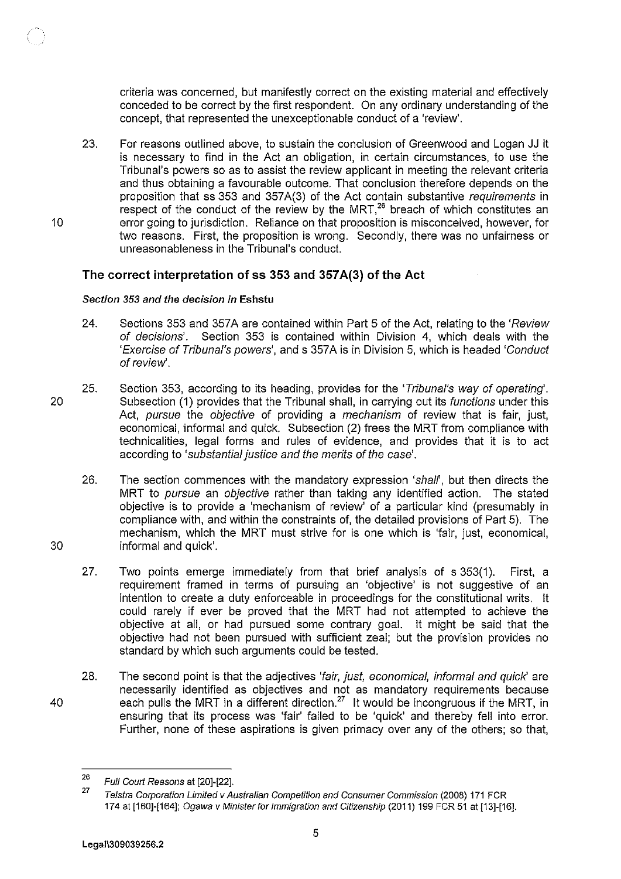criteria was concerned, but manifestly correct on the existing material and effectively conceded to be correct by the first respondent. On any ordinary understanding of the concept, that represented the unexceptionable conduct of a 'review'.

23. For reasons outlined above, to sustain the conclusion of Greenwood and Logan JJ it is necessary to find in the Act an obligation, in certain circumstances, to use the Tribunal's powers so as to assist the review applicant in meeting the relevant criteria and thus obtaining a favourable outcome. That conclusion therefore depends on the proposition that ss 353 and 357A(3) of the Act contain substantive *requirements* in respect of the conduct of the review by the MRT,[26] breach of which constitutes an error going to jurisdiction. Reliance on that proposition is misconceived, however, for two reasons. First, the proposition is wrong. Secondly, there was no unfairness or unreasonableness in the Tribunal's conduct.

## The correct interpretation of ss 353 and 357A(3) of the Act

### *Section 353 and the decision in* Eshstu

24. Sections 353 and 357A are contained within Part 5 of the Act, relating to the '*Review of decisions*'. Section 353 is contained within Division 4, which deals with the '*Exercise of Tribunal's powers*', and s 357A is in Division 5, which is headed '*Conduct of review*'.

25. Section 353, according to its heading, provides for the '*Tribunal's way of operating*'. Subsection (1) provides that the Tribunal shall, in carrying out its *functions* under this Act, *pursue* the *objective* of providing a *mechanism* of review that is fair, just, economical, informal and quick. Subsection (2) frees the MRT from compliance with technicalities, legal forms and rules of evidence, and provides that it is to act according to '*substantial justice and the merits of the case*'.

26. The section commences with the mandatory expression '*shall*', but then directs the MRT to *pursue* an *objective* rather than taking any identified action. The stated objective is to provide a 'mechanism of review' of a particular kind (presumably in compliance with, and within the constraints of, the detailed provisions of Part 5). The mechanism, which the MRT must strive for is one which is 'fair, just, economical, informal and quick'.

27. Two points emerge immediately from that brief analysis of s 353(1). First, a requirement framed in terms of pursuing an 'objective' is not suggestive of an intention to create a duty enforceable in proceedings for the constitutional writs. It could rarely if ever be proved that the MRT had not attempted to achieve the objective at all, or had pursued some contrary goal. It might be said that the objective had not been pursued with sufficient zeal; but the provision provides no standard by which such arguments could be tested.

28. The second point is that the adjectives '*fair, just, economical, informal and quick*' are necessarily identified as objectives and not as mandatory requirements because each pulls the MRT in a different direction.[27] It would be incongruous if the MRT, in ensuring that its process was 'fair' failed to be 'quick' and thereby fell into error. Further, none of these aspirations is given primacy over any of the others; so that,

---

[26] *Full Court Reasons* at [20]-[22].

[27] *Telstra Corporation Limited v Australian Competition and Consumer Commission* (2008) 171 FCR 174 at [160]-[164]; *Ogawa v Minister for Immigration and Citizenship* (2011) 199 FCR 51 at [13]-[16].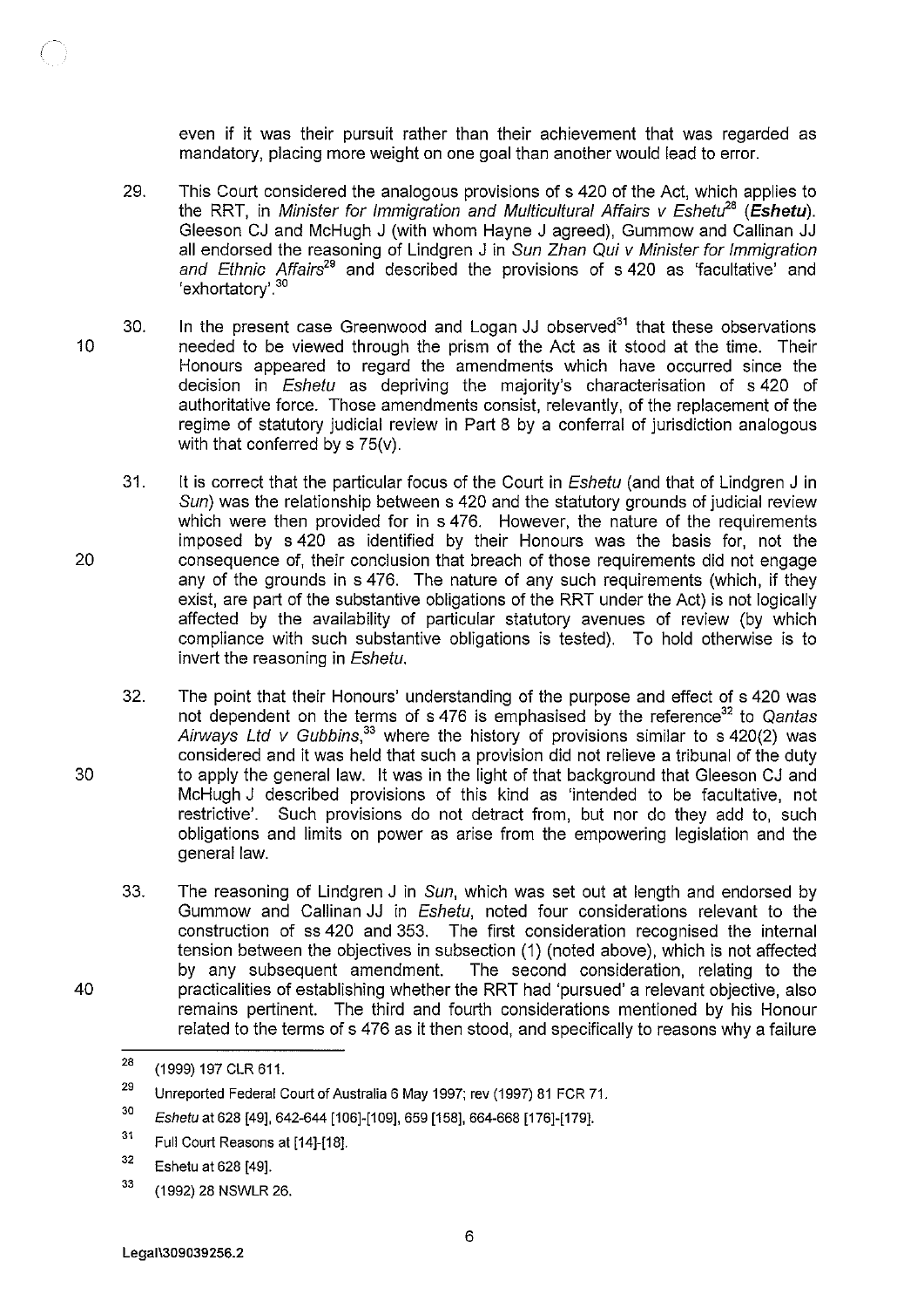even if it was their pursuit rather than their achievement that was regarded as mandatory, placing more weight on one goal than another would lead to error.

29. This Court considered the analogous provisions of s 420 of the Act, which applies to the RRT, in *Minister for Immigration and Multicultural Affairs v Eshetu*[28] (***Eshetu***). Gleeson CJ and McHugh J (with whom Hayne J agreed), Gummow and Callinan JJ all endorsed the reasoning of Lindgren J in *Sun Zhan Qui v Minister for Immigration and Ethnic Affairs*[29] and described the provisions of s 420 as 'facultative' and 'exhortatory'.[30]

30. In the present case Greenwood and Logan JJ observed[31] that these observations needed to be viewed through the prism of the Act as it stood at the time. Their Honours appeared to regard the amendments which have occurred since the decision in *Eshetu* as depriving the majority's characterisation of s 420 of authoritative force. Those amendments consist, relevantly, of the replacement of the regime of statutory judicial review in Part 8 by a conferral of jurisdiction analogous with that conferred by s 75(v).

31. It is correct that the particular focus of the Court in *Eshetu* (and that of Lindgren J in *Sun*) was the relationship between s 420 and the statutory grounds of judicial review which were then provided for in s 476. However, the nature of the requirements imposed by s 420 as identified by their Honours was the basis for, not the consequence of, their conclusion that breach of those requirements did not engage any of the grounds in s 476. The nature of any such requirements (which, if they exist, are part of the substantive obligations of the RRT under the Act) is not logically affected by the availability of particular statutory avenues of review (by which compliance with such substantive obligations is tested). To hold otherwise is to invert the reasoning in *Eshetu*.

32. The point that their Honours' understanding of the purpose and effect of s 420 was not dependent on the terms of s 476 is emphasised by the reference[32] to *Qantas Airways Ltd v Gubbins*,[33] where the history of provisions similar to s 420(2) was considered and it was held that such a provision did not relieve a tribunal of the duty to apply the general law. It was in the light of that background that Gleeson CJ and McHugh J described provisions of this kind as 'intended to be facultative, not restrictive'. Such provisions do not detract from, but nor do they add to, such obligations and limits on power as arise from the empowering legislation and the general law.

33. The reasoning of Lindgren J in *Sun*, which was set out at length and endorsed by Gummow and Callinan JJ in *Eshetu*, noted four considerations relevant to the construction of ss 420 and 353. The first consideration recognised the internal tension between the objectives in subsection (1) (noted above), which is not affected by any subsequent amendment. The second consideration, relating to the practicalities of establishing whether the RRT had 'pursued' a relevant objective, also remains pertinent. The third and fourth considerations mentioned by his Honour related to the terms of s 476 as it then stood, and specifically to reasons why a failure

---

[28] (1999) 197 CLR 611.

[29] Unreported Federal Court of Australia 6 May 1997; rev (1997) 81 FCR 71.

[30] *Eshetu* at 628 [49], 642-644 [106]-[109], 659 [158], 664-668 [176]-[179].

[31] Full Court Reasons at [14]-[18].

[32] Eshetu at 628 [49].

[33] (1992) 28 NSWLR 26.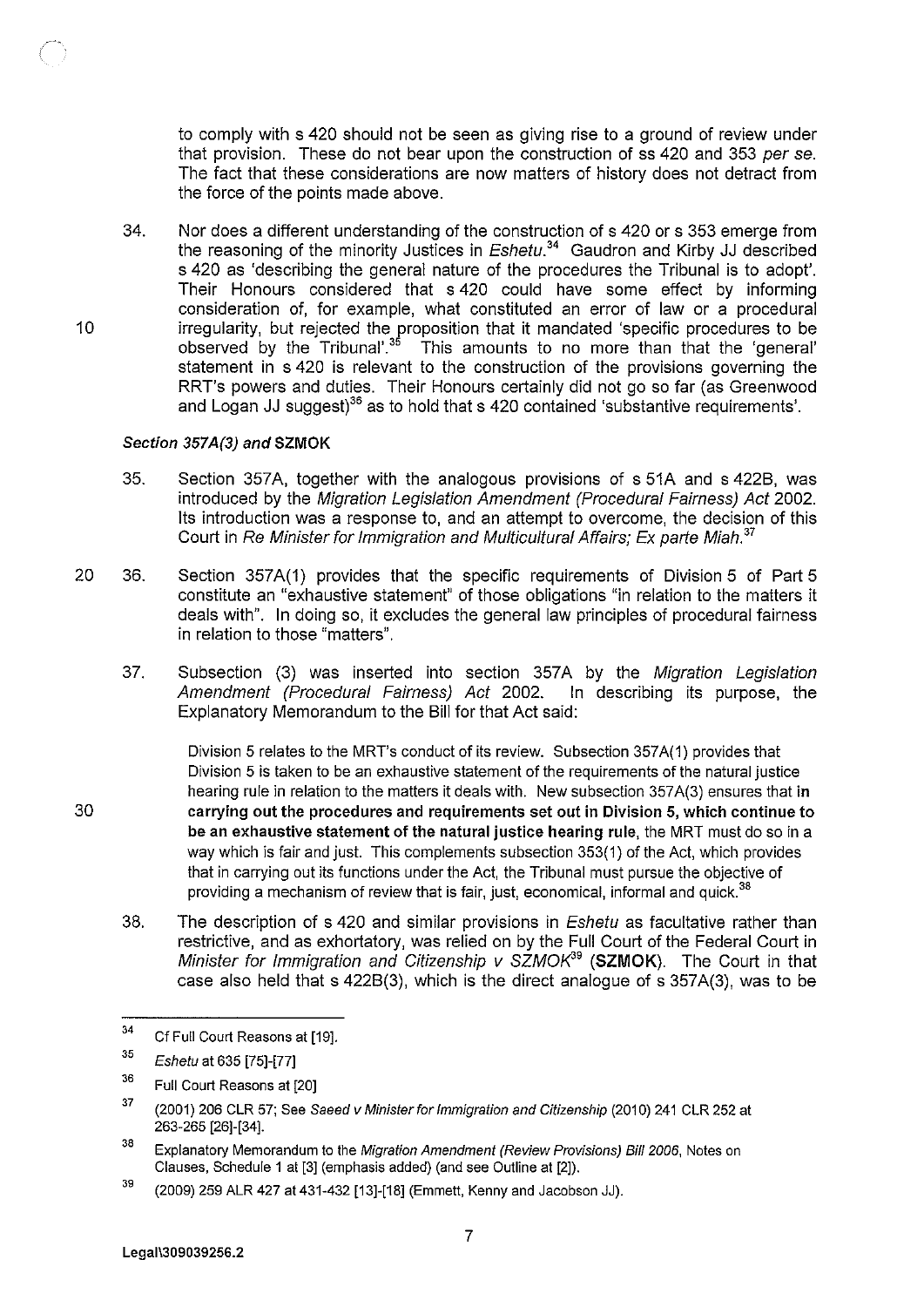to comply with s 420 should not be seen as giving rise to a ground of review under that provision. These do not bear upon the construction of ss 420 and 353 *per se*. The fact that these considerations are now matters of history does not detract from the force of the points made above.

34. Nor does a different understanding of the construction of s 420 or s 353 emerge from the reasoning of the minority Justices in *Eshetu*.[34] Gaudron and Kirby JJ described s 420 as 'describing the general nature of the procedures the Tribunal is to adopt'. Their Honours considered that s 420 could have some effect by informing consideration of, for example, what constituted an error of law or a procedural irregularity, but rejected the proposition that it mandated 'specific procedures to be observed by the Tribunal'.[35] This amounts to no more than that the 'general' statement in s 420 is relevant to the construction of the provisions governing the RRT's powers and duties. Their Honours certainly did not go so far (as Greenwood and Logan JJ suggest)[36] as to hold that s 420 contained 'substantive requirements'.

### *Section 357A(3) and* **SZMOK**

35. Section 357A, together with the analogous provisions of s 51A and s 422B, was introduced by the *Migration Legislation Amendment (Procedural Fairness) Act* 2002. Its introduction was a response to, and an attempt to overcome, the decision of this Court in *Re Minister for Immigration and Multicultural Affairs; Ex parte Miah*.[37]

36. Section 357A(1) provides that the specific requirements of Division 5 of Part 5 constitute an "exhaustive statement" of those obligations "in relation to the matters it deals with". In doing so, it excludes the general law principles of procedural fairness in relation to those "matters".

37. Subsection (3) was inserted into section 357A by the *Migration Legislation Amendment (Procedural Fairness) Act* 2002. In describing its purpose, the Explanatory Memorandum to the Bill for that Act said:

> Division 5 relates to the MRT's conduct of its review. Subsection 357A(1) provides that Division 5 is taken to be an exhaustive statement of the requirements of the natural justice hearing rule in relation to the matters it deals with. New subsection 357A(3) ensures that **in carrying out the procedures and requirements set out in Division 5, which continue to be an exhaustive statement of the natural justice hearing rule**, the MRT must do so in a way which is fair and just. This complements subsection 353(1) of the Act, which provides that in carrying out its functions under the Act, the Tribunal must pursue the objective of providing a mechanism of review that is fair, just, economical, informal and quick.[38]

38. The description of s 420 and similar provisions in *Eshetu* as facultative rather than restrictive, and as exhortatory, was relied on by the Full Court of the Federal Court in *Minister for Immigration and Citizenship v SZMOK*[39] (**SZMOK**). The Court in that case also held that s 422B(3), which is the direct analogue of s 357A(3), was to be

---

[34] Cf Full Court Reasons at [19].

[35] *Eshetu* at 635 [75]-[77]

[36] Full Court Reasons at [20]

[37] (2001) 206 CLR 57; See *Saeed v Minister for Immigration and Citizenship* (2010) 241 CLR 252 at 263-265 [26]-[34].

[38] Explanatory Memorandum to the *Migration Amendment (Review Provisions) Bill 2006*, Notes on Clauses, Schedule 1 at [3] (emphasis added) (and see Outline at [2]).

[39] (2009) 259 ALR 427 at 431-432 [13]-[18] (Emmett, Kenny and Jacobson JJ).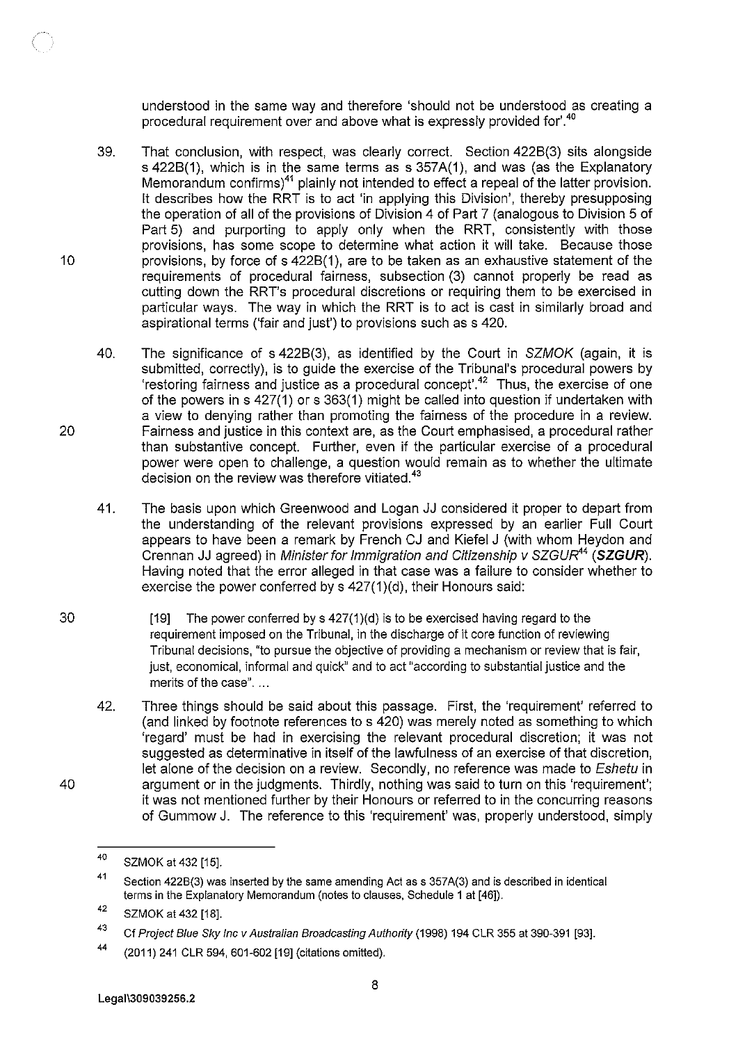understood in the same way and therefore 'should not be understood as creating a procedural requirement over and above what is expressly provided for'.[40]

39. That conclusion, with respect, was clearly correct. Section 422B(3) sits alongside s 422B(1), which is in the same terms as s 357A(1), and was (as the Explanatory Memorandum confirms)[41] plainly not intended to effect a repeal of the latter provision. It describes how the RRT is to act 'in applying this Division', thereby presupposing the operation of all of the provisions of Division 4 of Part 7 (analogous to Division 5 of Part 5) and purporting to apply only when the RRT, consistently with those provisions, has some scope to determine what action it will take. Because those provisions, by force of s 422B(1), are to be taken as an exhaustive statement of the requirements of procedural fairness, subsection (3) cannot properly be read as cutting down the RRT's procedural discretions or requiring them to be exercised in particular ways. The way in which the RRT is to act is cast in similarly broad and aspirational terms ('fair and just') to provisions such as s 420.

40. The significance of s 422B(3), as identified by the Court in *SZMOK* (again, it is submitted, correctly), is to guide the exercise of the Tribunal's procedural powers by 'restoring fairness and justice as a procedural concept'.[42] Thus, the exercise of one of the powers in s 427(1) or s 363(1) might be called into question if undertaken with a view to denying rather than promoting the fairness of the procedure in a review. Fairness and justice in this context are, as the Court emphasised, a procedural rather than substantive concept. Further, even if the particular exercise of a procedural power were open to challenge, a question would remain as to whether the ultimate decision on the review was therefore vitiated.[43]

41. The basis upon which Greenwood and Logan JJ considered it proper to depart from the understanding of the relevant provisions expressed by an earlier Full Court appears to have been a remark by French CJ and Kiefel J (with whom Heydon and Crennan JJ agreed) in *Minister for Immigration and Citizenship v SZGUR*[44] (***SZGUR***). Having noted that the error alleged in that case was a failure to consider whether to exercise the power conferred by s 427(1)(d), their Honours said:

> [19] The power conferred by s 427(1)(d) is to be exercised having regard to the requirement imposed on the Tribunal, in the discharge of it core function of reviewing Tribunal decisions, "to pursue the objective of providing a mechanism or review that is fair, just, economical, informal and quick" and to act "according to substantial justice and the merits of the case". ...

42. Three things should be said about this passage. First, the 'requirement' referred to (and linked by footnote references to s 420) was merely noted as something to which 'regard' must be had in exercising the relevant procedural discretion; it was not suggested as determinative in itself of the lawfulness of an exercise of that discretion, let alone of the decision on a review. Secondly, no reference was made to *Eshetu* in argument or in the judgments. Thirdly, nothing was said to turn on this 'requirement'; it was not mentioned further by their Honours or referred to in the concurring reasons of Gummow J. The reference to this 'requirement' was, properly understood, simply

---

[40] SZMOK at 432 [15].

[41] Section 422B(3) was inserted by the same amending Act as s 357A(3) and is described in identical terms in the Explanatory Memorandum (notes to clauses, Schedule 1 at [46]).

[42] SZMOK at 432 [18].

[43] Cf *Project Blue Sky Inc v Australian Broadcasting Authority* (1998) 194 CLR 355 at 390-391 [93].

[44] (2011) 241 CLR 594, 601-602 [19] (citations omitted).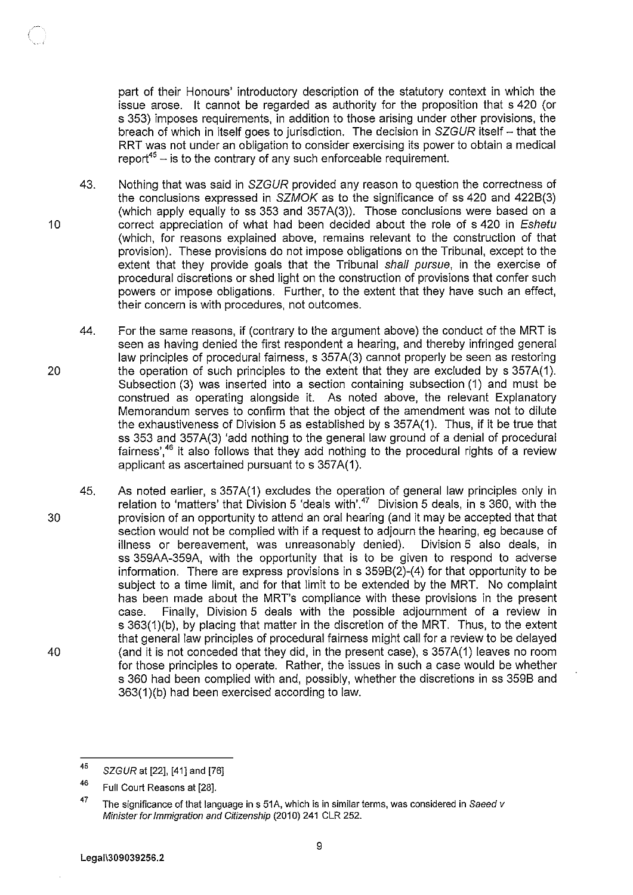part of their Honours' introductory description of the statutory context in which the issue arose. It cannot be regarded as authority for the proposition that s 420 (or s 353) imposes requirements, in addition to those arising under other provisions, the breach of which in itself goes to jurisdiction. The decision in *SZGUR* itself – that the RRT was not under an obligation to consider exercising its power to obtain a medical report[45] – is to the contrary of any such enforceable requirement.

43. Nothing that was said in *SZGUR* provided any reason to question the correctness of the conclusions expressed in *SZMOK* as to the significance of ss 420 and 422B(3) (which apply equally to ss 353 and 357A(3)). Those conclusions were based on a correct appreciation of what had been decided about the role of s 420 in *Eshetu* (which, for reasons explained above, remains relevant to the construction of that provision). These provisions do not impose obligations on the Tribunal, except to the extent that they provide goals that the Tribunal *shall pursue*, in the exercise of procedural discretions or shed light on the construction of provisions that confer such powers or impose obligations. Further, to the extent that they have such an effect, their concern is with procedures, not outcomes.

44. For the same reasons, if (contrary to the argument above) the conduct of the MRT is seen as having denied the first respondent a hearing, and thereby infringed general law principles of procedural fairness, s 357A(3) cannot properly be seen as restoring the operation of such principles to the extent that they are excluded by s 357A(1). Subsection (3) was inserted into a section containing subsection (1) and must be construed as operating alongside it. As noted above, the relevant Explanatory Memorandum serves to confirm that the object of the amendment was not to dilute the exhaustiveness of Division 5 as established by s 357A(1). Thus, if it be true that ss 353 and 357A(3) 'add nothing to the general law ground of a denial of procedural fairness',[46] it also follows that they add nothing to the procedural rights of a review applicant as ascertained pursuant to s 357A(1).

45. As noted earlier, s 357A(1) excludes the operation of general law principles only in relation to 'matters' that Division 5 'deals with'.[47] Division 5 deals, in s 360, with the provision of an opportunity to attend an oral hearing (and it may be accepted that that section would not be complied with if a request to adjourn the hearing, eg because of illness or bereavement, was unreasonably denied). Division 5 also deals, in ss 359AA-359A, with the opportunity that is to be given to respond to adverse information. There are express provisions in s 359B(2)-(4) for that opportunity to be subject to a time limit, and for that limit to be extended by the MRT. No complaint has been made about the MRT's compliance with these provisions in the present case. Finally, Division 5 deals with the possible adjournment of a review in s 363(1)(b), by placing that matter in the discretion of the MRT. Thus, to the extent that general law principles of procedural fairness might call for a review to be delayed (and it is not conceded that they did, in the present case), s 357A(1) leaves no room for those principles to operate. Rather, the issues in such a case would be whether s 360 had been complied with and, possibly, whether the discretions in ss 359B and 363(1)(b) had been exercised according to law.

---

[45] *SZGUR* at [22], [41] and [76]

[46] Full Court Reasons at [28].

[47] The significance of that language in s 51A, which is in similar terms, was considered in *Saeed v Minister for Immigration and Citizenship* (2010) 241 CLR 252.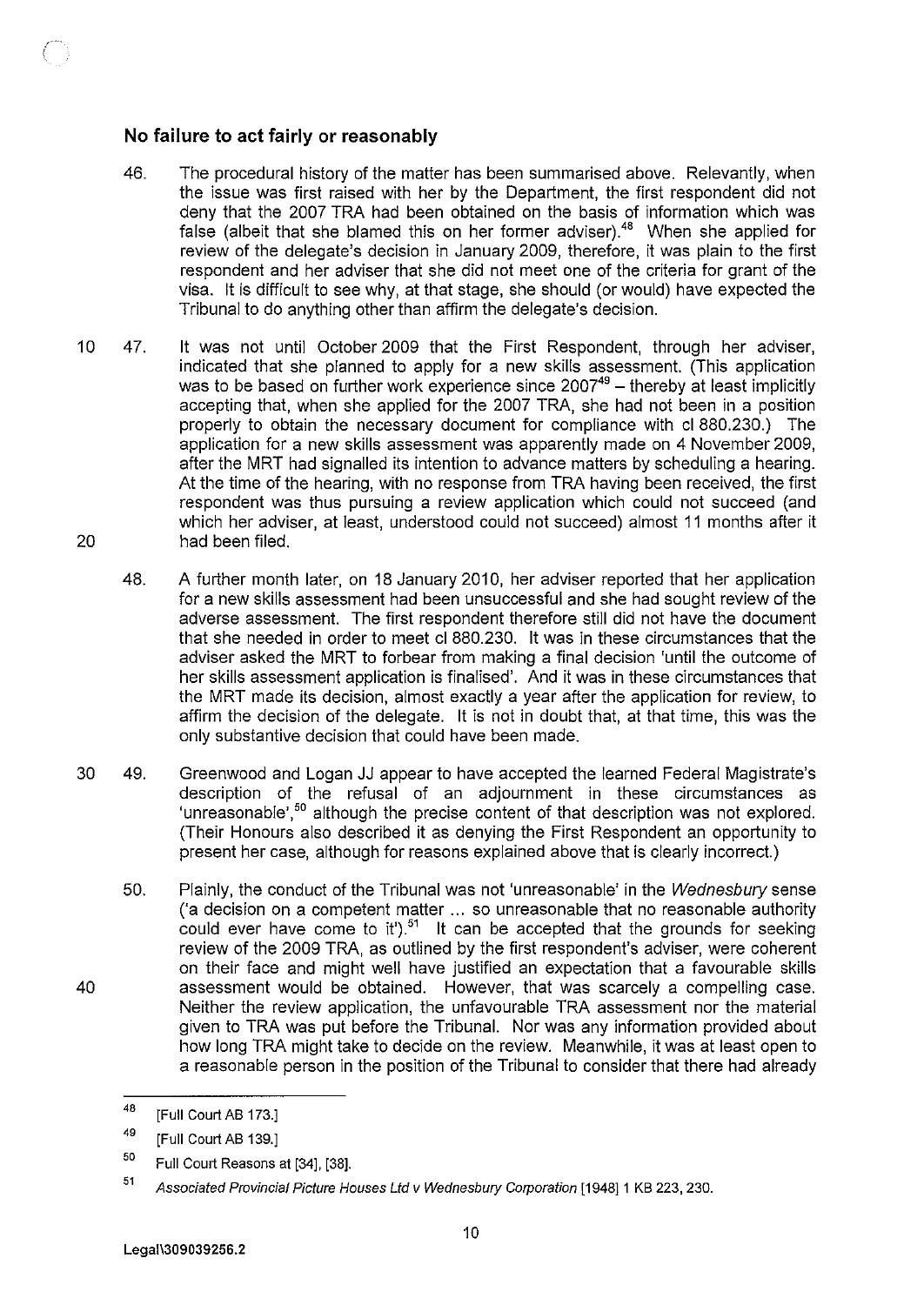## No failure to act fairly or reasonably

46. The procedural history of the matter has been summarised above. Relevantly, when the issue was first raised with her by the Department, the first respondent did not deny that the 2007 TRA had been obtained on the basis of information which was false (albeit that she blamed this on her former adviser).[48] When she applied for review of the delegate's decision in January 2009, therefore, it was plain to the first respondent and her adviser that she did not meet one of the criteria for grant of the visa. It is difficult to see why, at that stage, she should (or would) have expected the Tribunal to do anything other than affirm the delegate's decision.

47. It was not until October 2009 that the First Respondent, through her adviser, indicated that she planned to apply for a new skills assessment. (This application was to be based on further work experience since 2007[49] – thereby at least implicitly accepting that, when she applied for the 2007 TRA, she had not been in a position properly to obtain the necessary document for compliance with cl 880.230.) The application for a new skills assessment was apparently made on 4 November 2009, after the MRT had signalled its intention to advance matters by scheduling a hearing. At the time of the hearing, with no response from TRA having been received, the first respondent was thus pursuing a review application which could not succeed (and which her adviser, at least, understood could not succeed) almost 11 months after it had been filed.

48. A further month later, on 18 January 2010, her adviser reported that her application for a new skills assessment had been unsuccessful and she had sought review of the adverse assessment. The first respondent therefore still did not have the document that she needed in order to meet cl 880.230. It was in these circumstances that the adviser asked the MRT to forbear from making a final decision 'until the outcome of her skills assessment application is finalised'. And it was in these circumstances that the MRT made its decision, almost exactly a year after the application for review, to affirm the decision of the delegate. It is not in doubt that, at that time, this was the only substantive decision that could have been made.

49. Greenwood and Logan JJ appear to have accepted the learned Federal Magistrate's description of the refusal of an adjournment in these circumstances as 'unreasonable',[50] although the precise content of that description was not explored. (Their Honours also described it as denying the First Respondent an opportunity to present her case, although for reasons explained above that is clearly incorrect.)

50. Plainly, the conduct of the Tribunal was not 'unreasonable' in the *Wednesbury* sense ('a decision on a competent matter ... so unreasonable that no reasonable authority could ever have come to it').[51] It can be accepted that the grounds for seeking review of the 2009 TRA, as outlined by the first respondent's adviser, were coherent on their face and might well have justified an expectation that a favourable skills assessment would be obtained. However, that was scarcely a compelling case. Neither the review application, the unfavourable TRA assessment nor the material given to TRA was put before the Tribunal. Nor was any information provided about how long TRA might take to decide on the review. Meanwhile, it was at least open to a reasonable person in the position of the Tribunal to consider that there had already

---

[48] [Full Court AB 173.]

[49] [Full Court AB 139.]

[50] Full Court Reasons at [34], [38].

[51] *Associated Provincial Picture Houses Ltd v Wednesbury Corporation* [1948] 1 KB 223, 230.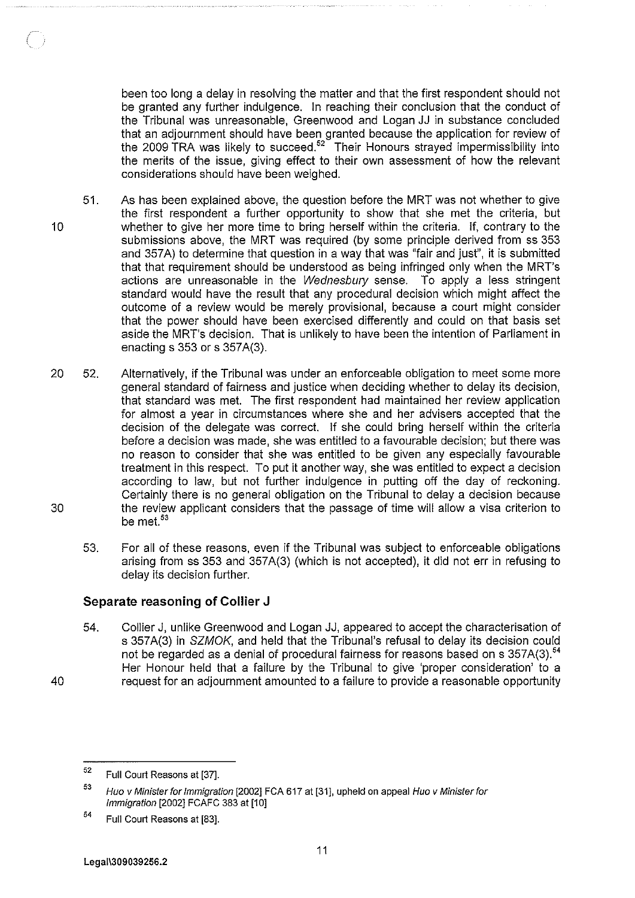been too long a delay in resolving the matter and that the first respondent should not be granted any further indulgence. In reaching their conclusion that the conduct of the Tribunal was unreasonable, Greenwood and Logan JJ in substance concluded that an adjournment should have been granted because the application for review of the 2009 TRA was likely to succeed.[52] Their Honours strayed impermissibility into the merits of the issue, giving effect to their own assessment of how the relevant considerations should have been weighed.

51. As has been explained above, the question before the MRT was not whether to give the first respondent a further opportunity to show that she met the criteria, but whether to give her more time to bring herself within the criteria. If, contrary to the submissions above, the MRT was required (by some principle derived from ss 353 and 357A) to determine that question in a way that was "fair and just", it is submitted that that requirement should be understood as being infringed only when the MRT's actions are unreasonable in the *Wednesbury* sense. To apply a less stringent standard would have the result that any procedural decision which might affect the outcome of a review would be merely provisional, because a court might consider that the power should have been exercised differently and could on that basis set aside the MRT's decision. That is unlikely to have been the intention of Parliament in enacting s 353 or s 357A(3).

52. Alternatively, if the Tribunal was under an enforceable obligation to meet some more general standard of fairness and justice when deciding whether to delay its decision, that standard was met. The first respondent had maintained her review application for almost a year in circumstances where she and her advisers accepted that the decision of the delegate was correct. If she could bring herself within the criteria before a decision was made, she was entitled to a favourable decision; but there was no reason to consider that she was entitled to be given any especially favourable treatment in this respect. To put it another way, she was entitled to expect a decision according to law, but not further indulgence in putting off the day of reckoning. Certainly there is no general obligation on the Tribunal to delay a decision because the review applicant considers that the passage of time will allow a visa criterion to be met.[53]

53. For all of these reasons, even if the Tribunal was subject to enforceable obligations arising from ss 353 and 357A(3) (which is not accepted), it did not err in refusing to delay its decision further.

## Separate reasoning of Collier J

54. Collier J, unlike Greenwood and Logan JJ, appeared to accept the characterisation of s 357A(3) in *SZMOK*, and held that the Tribunal's refusal to delay its decision could not be regarded as a denial of procedural fairness for reasons based on s 357A(3).[54] Her Honour held that a failure by the Tribunal to give 'proper consideration' to a request for an adjournment amounted to a failure to provide a reasonable opportunity

---

[52] Full Court Reasons at [37].

[53] *Huo v Minister for Immigration* [2002] FCA 617 at [31], upheld on appeal *Huo v Minister for Immigration* [2002] FCAFC 383 at [10]

[54] Full Court Reasons at [83].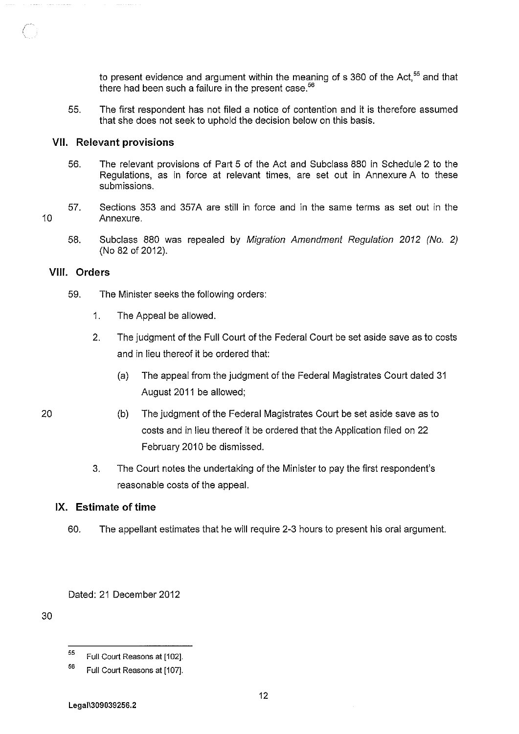to present evidence and argument within the meaning of s 360 of the Act,[55] and that there had been such a failure in the present case.[56]

55. The first respondent has not filed a notice of contention and it is therefore assumed that she does not seek to uphold the decision below on this basis.

## VII. Relevant provisions

56. The relevant provisions of Part 5 of the Act and Subclass 880 in Schedule 2 to the Regulations, as in force at relevant times, are set out in Annexure A to these submissions.

57. Sections 353 and 357A are still in force and in the same terms as set out in the Annexure.

58. Subclass 880 was repealed by *Migration Amendment Regulation 2012 (No. 2)* (No 82 of 2012).

## VIII. Orders

59. The Minister seeks the following orders:

    1. The Appeal be allowed.

    2. The judgment of the Full Court of the Federal Court be set aside save as to costs and in lieu thereof it be ordered that:

        (a) The appeal from the judgment of the Federal Magistrates Court dated 31 August 2011 be allowed;

        (b) The judgment of the Federal Magistrates Court be set aside save as to costs and in lieu thereof it be ordered that the Application filed on 22 February 2010 be dismissed.

    3. The Court notes the undertaking of the Minister to pay the first respondent's reasonable costs of the appeal.

## IX. Estimate of time

60. The appellant estimates that he will require 2-3 hours to present his oral argument.

Dated: 21 December 2012

---

[55] Full Court Reasons at [102].

[56] Full Court Reasons at [107].

Legal\309039256.2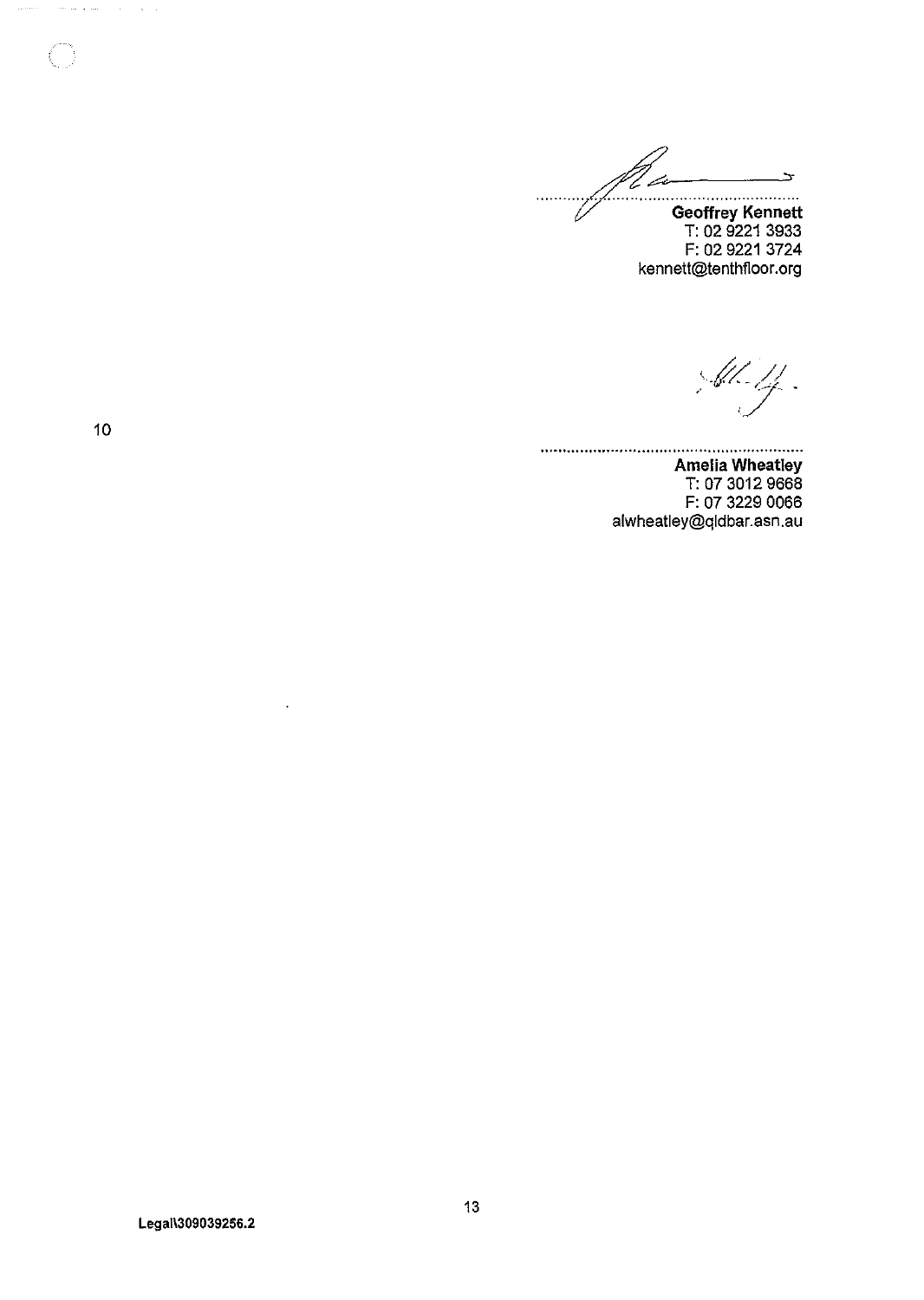..............................................................
**Geoffrey Kennett**
T: 02 9221 3933
F: 02 9221 3724
kennett@tenthfloor.org

..............................................................
**Amelia Wheatley**
T: 07 3012 9668
F: 07 3229 0066
alwheatley@qldbar.asn.au

Legal\309039256.2